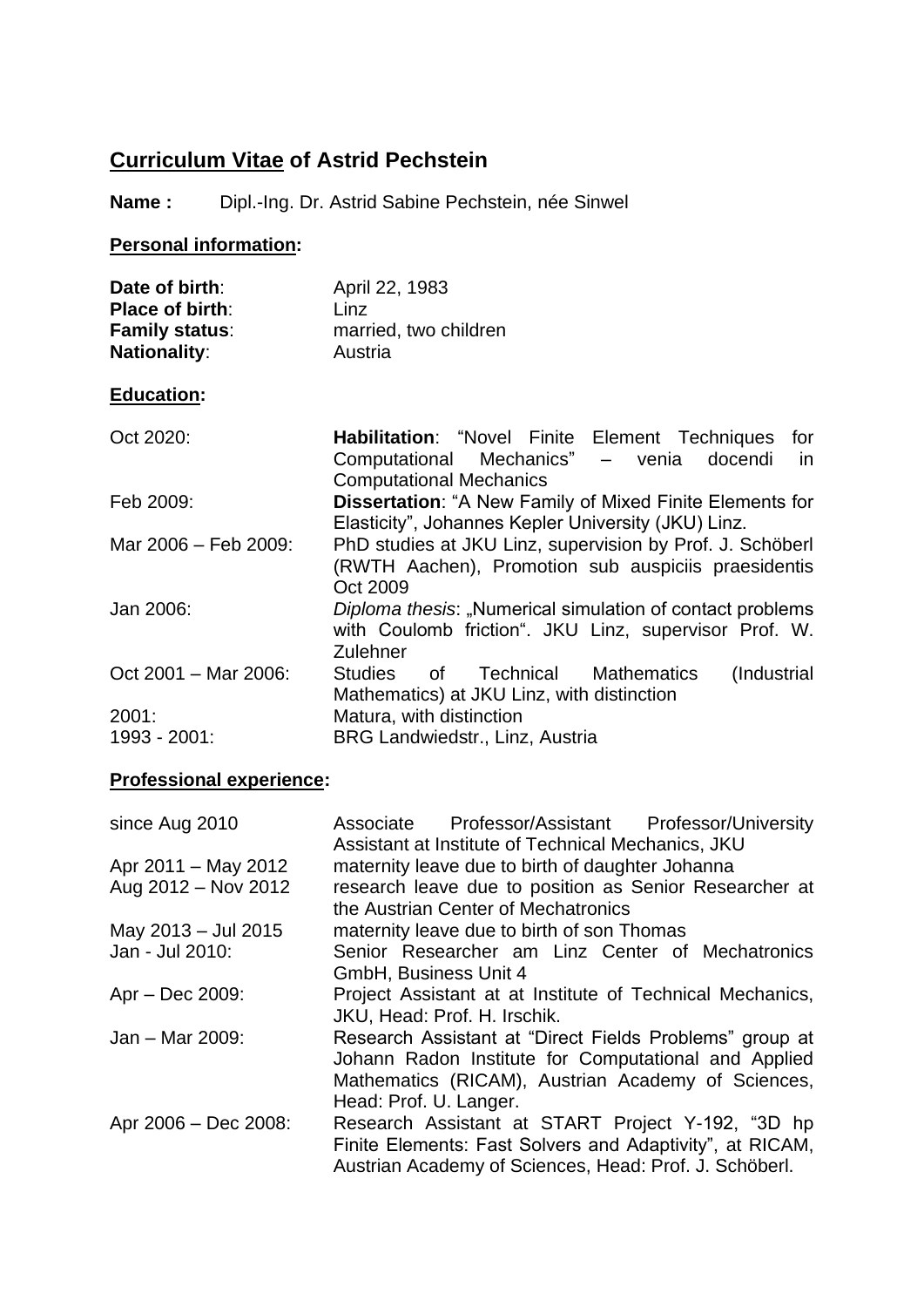# <u>Curriculum Vitae</u> of Astrid Pechstein

**Name :** Dipl.-Ing. Dr. Astrid Sabine Pechstein, née Sinwel

## <u>Personal information</u>:

| | |
|---|---|
| **Date of birth**: | April 22, 1983 |
| **Place of birth**: | Linz |
| **Family status**: | married, two children |
| **Nationality**: | Austria |

## <u>Education</u>:

| | |
|---|---|
| Oct 2020: | **Habilitation**: "Novel Finite Element Techniques for Computational Mechanics" – venia docendi in Computational Mechanics |
| Feb 2009: | **Dissertation**: "A New Family of Mixed Finite Elements for Elasticity", Johannes Kepler University (JKU) Linz. |
| Mar 2006 – Feb 2009: | PhD studies at JKU Linz, supervision by Prof. J. Schöberl (RWTH Aachen), Promotion sub auspiciis praesidentis Oct 2009 |
| Jan 2006: | *Diploma thesis*: „Numerical simulation of contact problems with Coulomb friction". JKU Linz, supervisor Prof. W. Zulehner |
| Oct 2001 – Mar 2006: | Studies of Technical Mathematics (Industrial Mathematics) at JKU Linz, with distinction |
| 2001: | Matura, with distinction |
| 1993 - 2001: | BRG Landwiedstr., Linz, Austria |

## <u>Professional experience</u>:

| | |
|---|---|
| since Aug 2010 | Associate Professor/Assistant Professor/University Assistant at Institute of Technical Mechanics, JKU |
| Apr 2011 – May 2012 | maternity leave due to birth of daughter Johanna |
| Aug 2012 – Nov 2012 | research leave due to position as Senior Researcher at the Austrian Center of Mechatronics |
| May 2013 – Jul 2015 | maternity leave due to birth of son Thomas |
| Jan - Jul 2010: | Senior Researcher am Linz Center of Mechatronics GmbH, Business Unit 4 |
| Apr – Dec 2009: | Project Assistant at at Institute of Technical Mechanics, JKU, Head: Prof. H. Irschik. |
| Jan – Mar 2009: | Research Assistant at "Direct Fields Problems" group at Johann Radon Institute for Computational and Applied Mathematics (RICAM), Austrian Academy of Sciences, Head: Prof. U. Langer. |
| Apr 2006 – Dec 2008: | Research Assistant at START Project Y-192, "3D hp Finite Elements: Fast Solvers and Adaptivity", at RICAM, Austrian Academy of Sciences, Head: Prof. J. Schöberl. |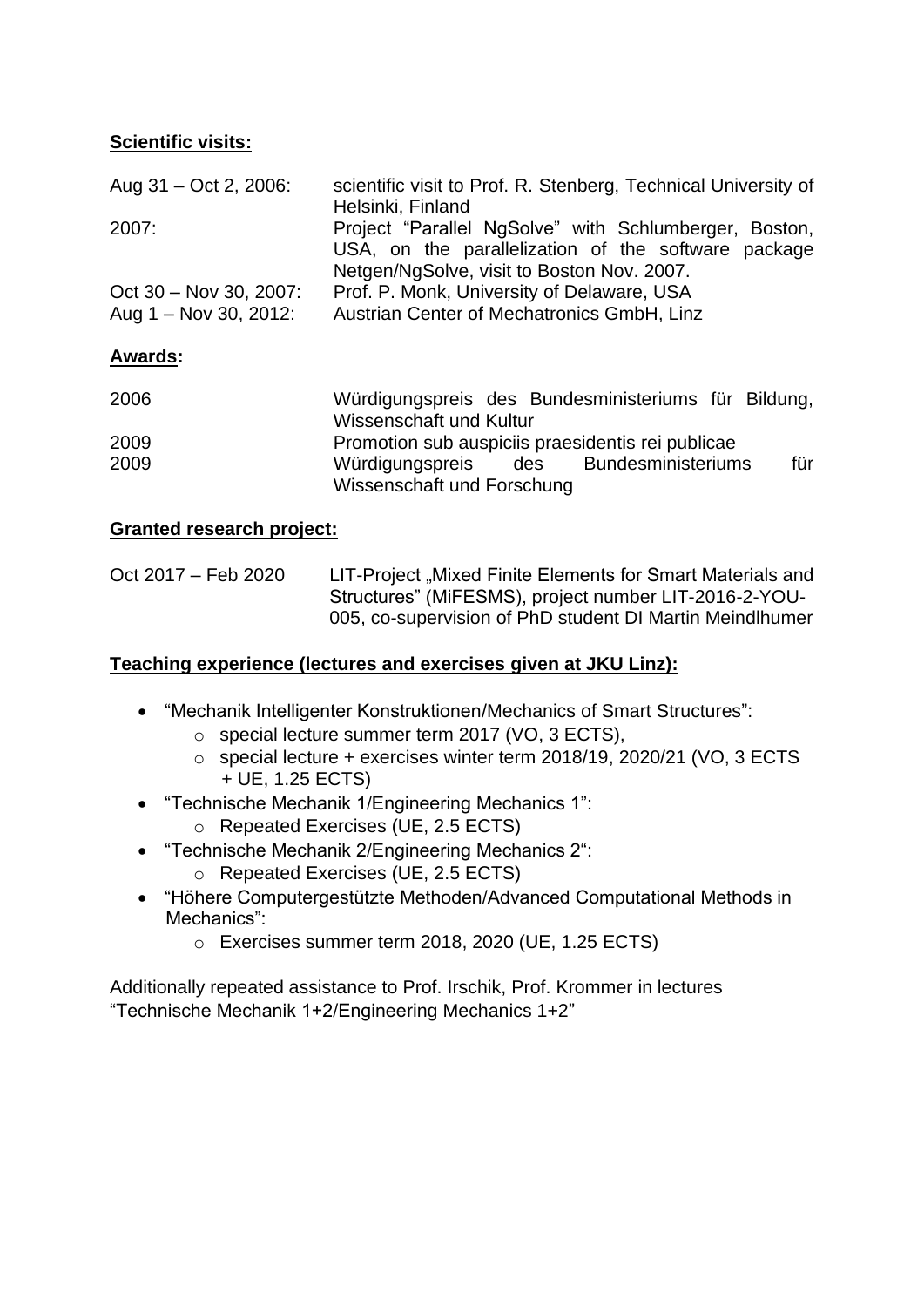## Scientific visits:

| | |
|---|---|
| Aug 31 – Oct 2, 2006: | scientific visit to Prof. R. Stenberg, Technical University of Helsinki, Finland |
| 2007: | Project "Parallel NgSolve" with Schlumberger, Boston, USA, on the parallelization of the software package Netgen/NgSolve, visit to Boston Nov. 2007. |
| Oct 30 – Nov 30, 2007: | Prof. P. Monk, University of Delaware, USA |
| Aug 1 – Nov 30, 2012: | Austrian Center of Mechatronics GmbH, Linz |

## Awards:

| | |
|---|---|
| 2006 | Würdigungspreis des Bundesministeriums für Bildung, Wissenschaft und Kultur |
| 2009 | Promotion sub auspiciis praesidentis rei publicae |
| 2009 | Würdigungspreis des Bundesministeriums für Wissenschaft und Forschung |

## Granted research project:

| | |
|---|---|
| Oct 2017 – Feb 2020 | LIT-Project „Mixed Finite Elements for Smart Materials and Structures" (MiFESMS), project number LIT-2016-2-YOU-005, co-supervision of PhD student DI Martin Meindlhumer |

## Teaching experience (lectures and exercises given at JKU Linz):

- "Mechanik Intelligenter Konstruktionen/Mechanics of Smart Structures":
  - special lecture summer term 2017 (VO, 3 ECTS),
  - special lecture + exercises winter term 2018/19, 2020/21 (VO, 3 ECTS + UE, 1.25 ECTS)
- "Technische Mechanik 1/Engineering Mechanics 1":
  - Repeated Exercises (UE, 2.5 ECTS)
- "Technische Mechanik 2/Engineering Mechanics 2":
  - Repeated Exercises (UE, 2.5 ECTS)
- "Höhere Computergestützte Methoden/Advanced Computational Methods in Mechanics":
  - Exercises summer term 2018, 2020 (UE, 1.25 ECTS)

Additionally repeated assistance to Prof. Irschik, Prof. Krommer in lectures "Technische Mechanik 1+2/Engineering Mechanics 1+2"